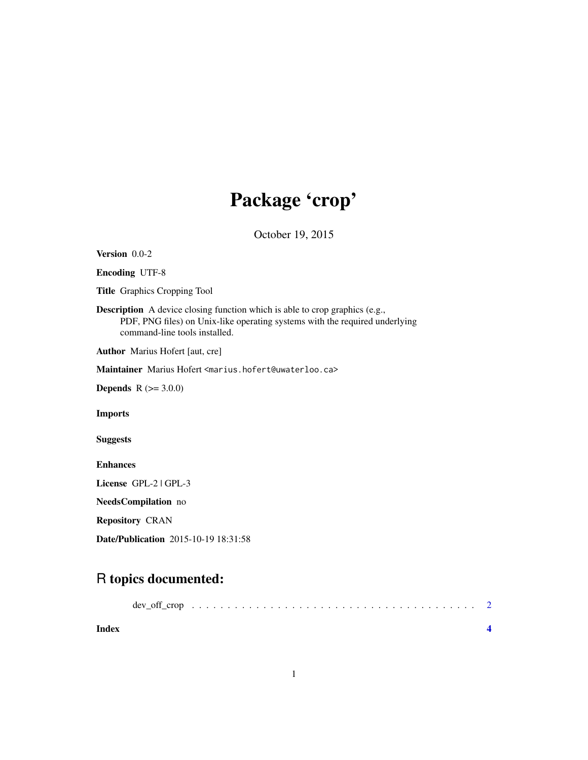# Package 'crop'

October 19, 2015

**Version** 0.0-2

**Encoding** UTF-8

**Title** Graphics Cropping Tool

**Description** A device closing function which is able to crop graphics (e.g., PDF, PNG files) on Unix-like operating systems with the required underlying command-line tools installed.

**Author** Marius Hofert [aut, cre]

**Maintainer** Marius Hofert <marius.hofert@uwaterloo.ca>

**Depends** R (>= 3.0.0)

**Imports**

**Suggests**

**Enhances**

**License** GPL-2 | GPL-3

**NeedsCompilation** no

**Repository** CRAN

**Date/Publication** 2015-10-19 18:31:58

## R topics documented:

dev_off_crop . . . . . . . . . . . . . . . . . . . . . . . . . . . . . . . . . . . . . . . . 2

**Index** **4**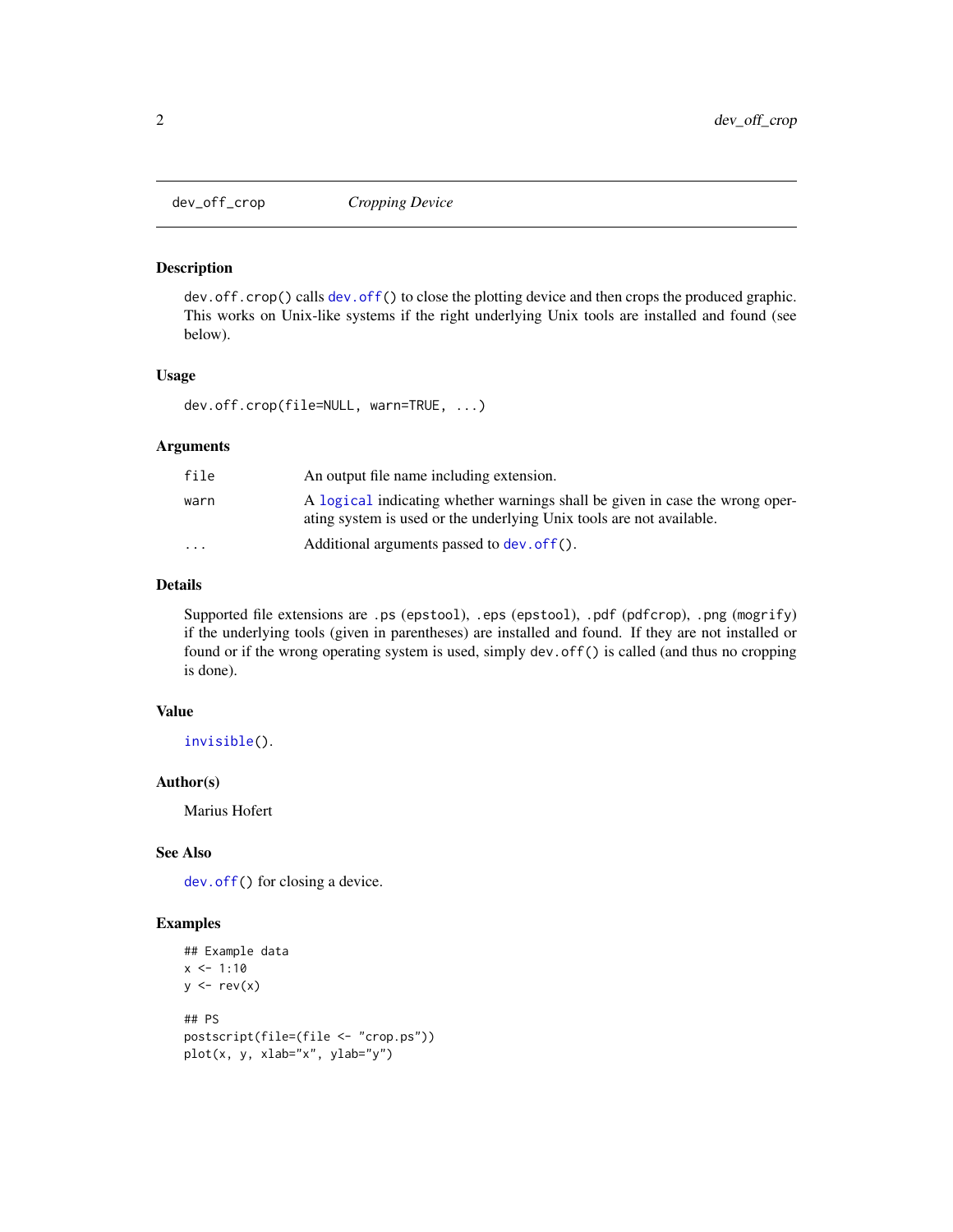dev_off_crop    *Cropping Device*

## Description

`dev.off.crop()` calls `dev.off()` to close the plotting device and then crops the produced graphic. This works on Unix-like systems if the right underlying Unix tools are installed and found (see below).

## Usage

```
dev.off.crop(file=NULL, warn=TRUE, ...)
```

## Arguments

| | |
|---|---|
| `file` | An output file name including extension. |
| `warn` | A `logical` indicating whether warnings shall be given in case the wrong operating system is used or the underlying Unix tools are not available. |
| `...` | Additional arguments passed to `dev.off()`. |

## Details

Supported file extensions are `.ps` (`epstool`), `.eps` (`epstool`), `.pdf` (`pdfcrop`), `.png` (`mogrify`) if the underlying tools (given in parentheses) are installed and found. If they are not installed or found or if the wrong operating system is used, simply `dev.off()` is called (and thus no cropping is done).

## Value

`invisible()`.

## Author(s)

Marius Hofert

## See Also

`dev.off()` for closing a device.

## Examples

```
## Example data
x <- 1:10
y <- rev(x)

## PS
postscript(file=(file <- "crop.ps"))
plot(x, y, xlab="x", ylab="y")
```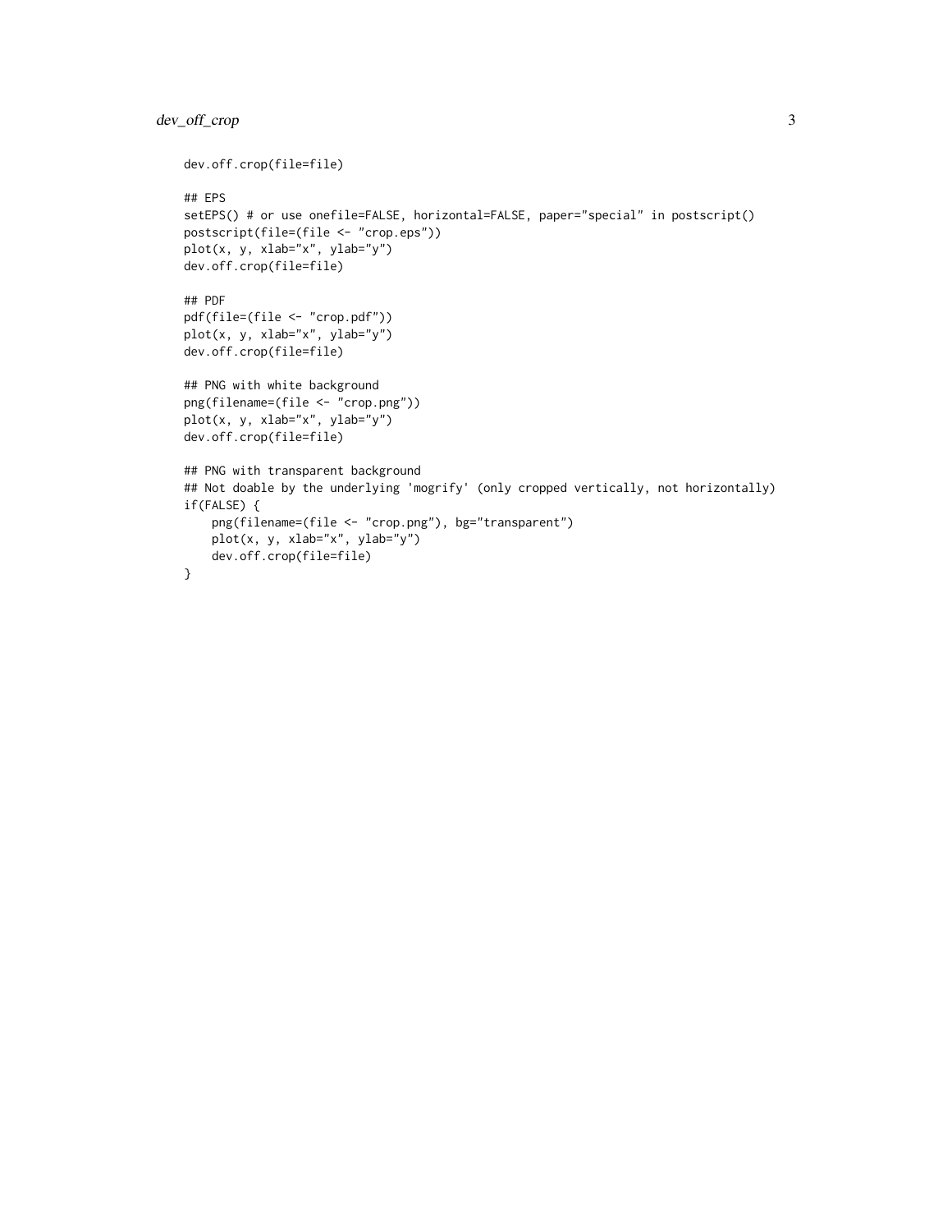```
dev.off.crop(file=file)

## EPS
setEPS() # or use onefile=FALSE, horizontal=FALSE, paper="special" in postscript()
postscript(file=(file <- "crop.eps"))
plot(x, y, xlab="x", ylab="y")
dev.off.crop(file=file)

## PDF
pdf(file=(file <- "crop.pdf"))
plot(x, y, xlab="x", ylab="y")
dev.off.crop(file=file)

## PNG with white background
png(filename=(file <- "crop.png"))
plot(x, y, xlab="x", ylab="y")
dev.off.crop(file=file)

## PNG with transparent background
## Not doable by the underlying 'mogrify' (only cropped vertically, not horizontally)
if(FALSE) {
    png(filename=(file <- "crop.png"), bg="transparent")
    plot(x, y, xlab="x", ylab="y")
    dev.off.crop(file=file)
}
```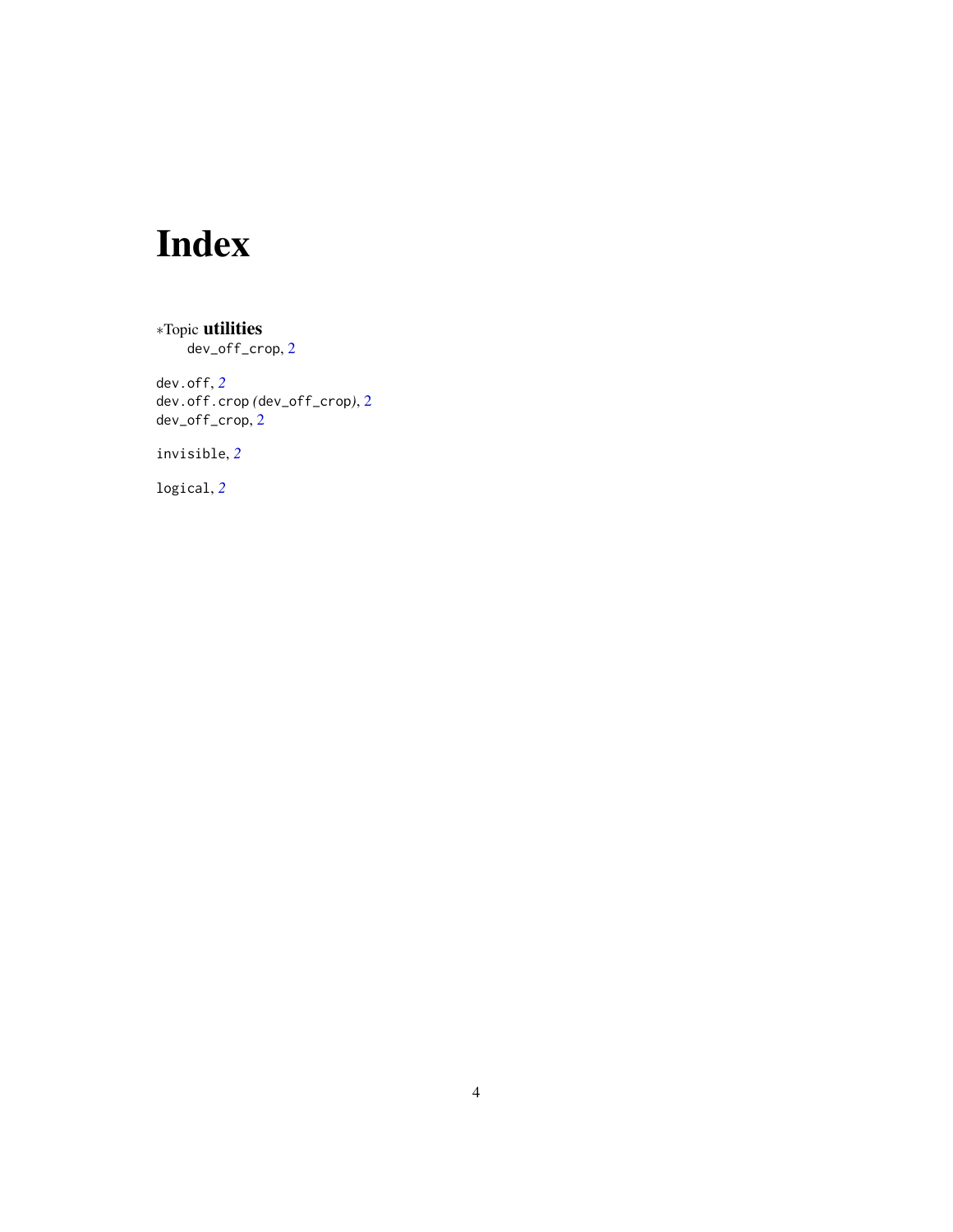# Index

∗Topic **utilities**
  dev_off_crop, 2

dev.off, *2*
dev.off.crop (dev_off_crop), 2
dev_off_crop, 2

invisible, *2*

logical, *2*